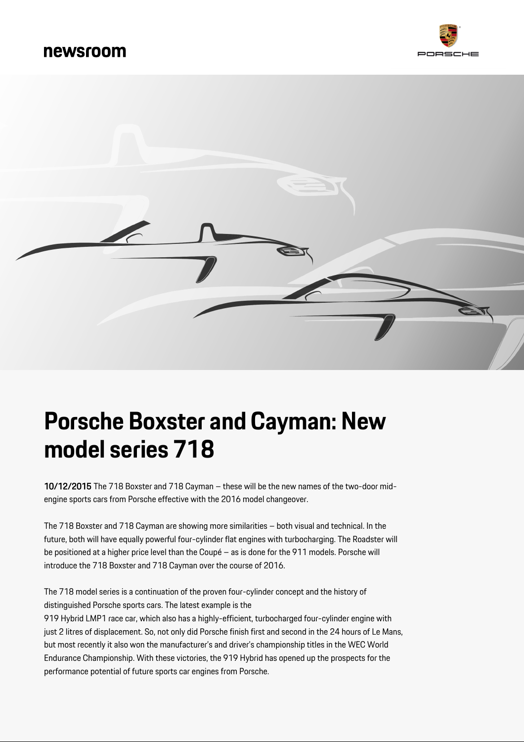newsroom

# Porsche Boxster and Cayman: New model series 718

**10/12/2015** The 718 Boxster and 718 Cayman – these will be the new names of the two-door mid-engine sports cars from Porsche effective with the 2016 model changeover.

The 718 Boxster and 718 Cayman are showing more similarities – both visual and technical. In the future, both will have equally powerful four-cylinder flat engines with turbocharging. The Roadster will be positioned at a higher price level than the Coupé – as is done for the 911 models. Porsche will introduce the 718 Boxster and 718 Cayman over the course of 2016.

The 718 model series is a continuation of the proven four-cylinder concept and the history of distinguished Porsche sports cars. The latest example is the 919 Hybrid LMP1 race car, which also has a highly-efficient, turbocharged four-cylinder engine with just 2 litres of displacement. So, not only did Porsche finish first and second in the 24 hours of Le Mans, but most recently it also won the manufacturer's and driver's championship titles in the WEC World Endurance Championship. With these victories, the 919 Hybrid has opened up the prospects for the performance potential of future sports car engines from Porsche.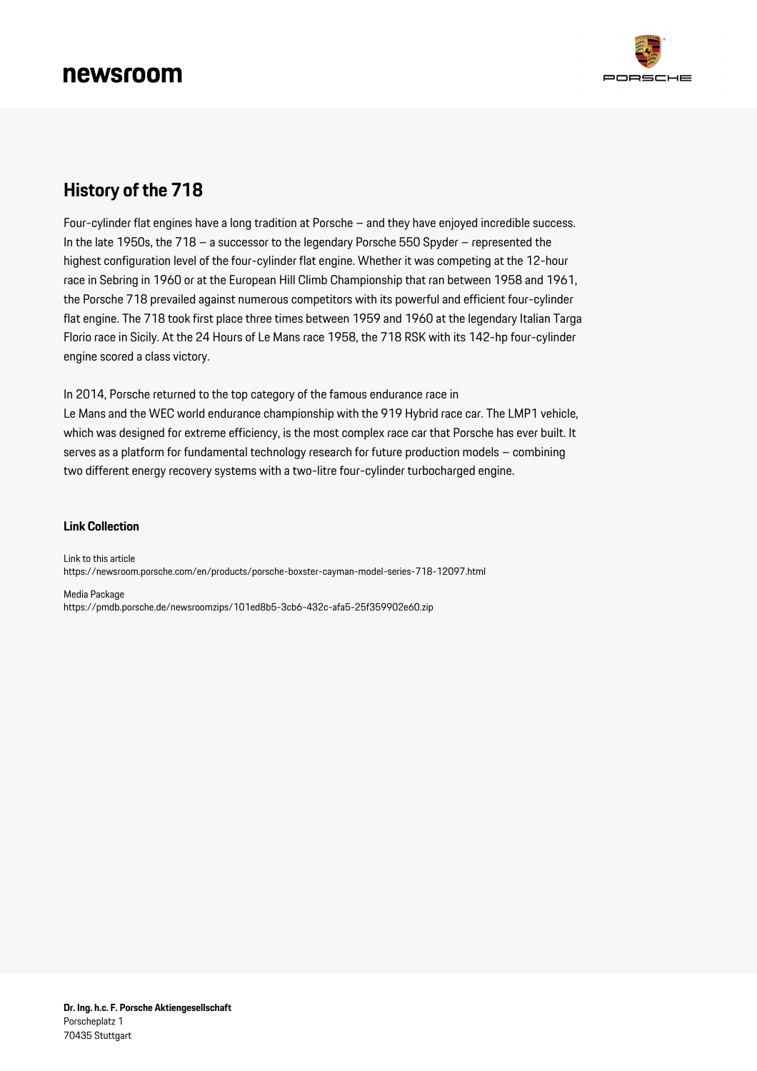## History of the 718

Four-cylinder flat engines have a long tradition at Porsche – and they have enjoyed incredible success. In the late 1950s, the 718 – a successor to the legendary Porsche 550 Spyder – represented the highest configuration level of the four-cylinder flat engine. Whether it was competing at the 12-hour race in Sebring in 1960 or at the European Hill Climb Championship that ran between 1958 and 1961, the Porsche 718 prevailed against numerous competitors with its powerful and efficient four-cylinder flat engine. The 718 took first place three times between 1959 and 1960 at the legendary Italian Targa Florio race in Sicily. At the 24 Hours of Le Mans race 1958, the 718 RSK with its 142-hp four-cylinder engine scored a class victory.

In 2014, Porsche returned to the top category of the famous endurance race in Le Mans and the WEC world endurance championship with the 919 Hybrid race car. The LMP1 vehicle, which was designed for extreme efficiency, is the most complex race car that Porsche has ever built. It serves as a platform for fundamental technology research for future production models – combining two different energy recovery systems with a two-litre four-cylinder turbocharged engine.

**Link Collection**

Link to this article
https://newsroom.porsche.com/en/products/porsche-boxster-cayman-model-series-718-12097.html

Media Package
https://pmdb.porsche.de/newsroomzips/101ed8b5-3cb6-432c-afa5-25f359902e60.zip

**Dr. Ing. h.c. F. Porsche Aktiengesellschaft**
Porscheplatz 1
70435 Stuttgart